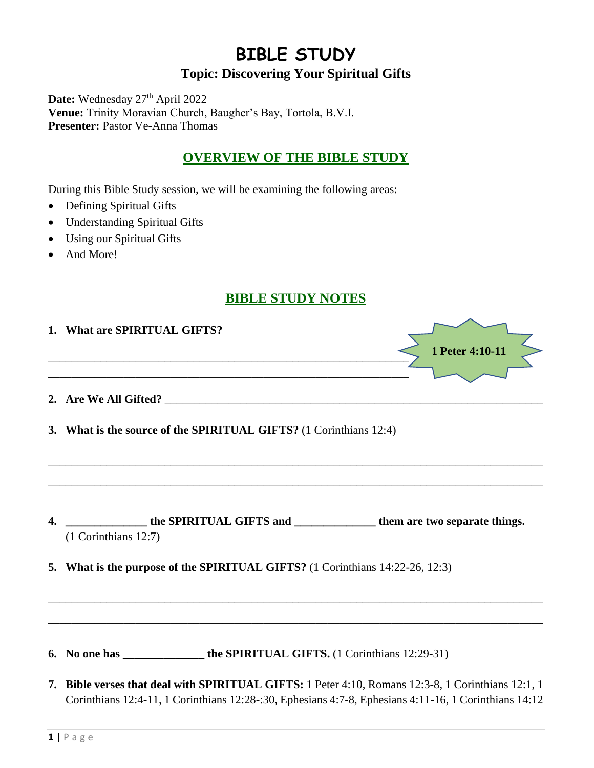# BIBLE STUDY

## Topic: Discovering Your Spiritual Gifts

**Date:** Wednesday 27th April 2022
**Venue:** Trinity Moravian Church, Baugher's Bay, Tortola, B.V.I.
**Presenter:** Pastor Ve-Anna Thomas

## OVERVIEW OF THE BIBLE STUDY

During this Bible Study session, we will be examining the following areas:

- Defining Spiritual Gifts
- Understanding Spiritual Gifts
- Using our Spiritual Gifts
- And More!

## BIBLE STUDY NOTES

1. **What are SPIRITUAL GIFTS?**

   **1 Peter 4:10-11**

   ____________________________________________________________

   ____________________________________________________________

2. **Are We All Gifted?** ____________________________________________________________

3. **What is the source of the SPIRITUAL GIFTS?** (1 Corinthians 12:4)

   ____________________________________________________________

   ____________________________________________________________

4. **______________ the SPIRITUAL GIFTS and ______________ them are two separate things.** (1 Corinthians 12:7)

5. **What is the purpose of the SPIRITUAL GIFTS?** (1 Corinthians 14:22-26, 12:3)

   ____________________________________________________________

   ____________________________________________________________

6. **No one has ______________ the SPIRITUAL GIFTS.** (1 Corinthians 12:29-31)

7. **Bible verses that deal with SPIRITUAL GIFTS:** 1 Peter 4:10, Romans 12:3-8, 1 Corinthians 12:1, 1 Corinthians 12:4-11, 1 Corinthians 12:28-:30, Ephesians 4:7-8, Ephesians 4:11-16, 1 Corinthians 14:12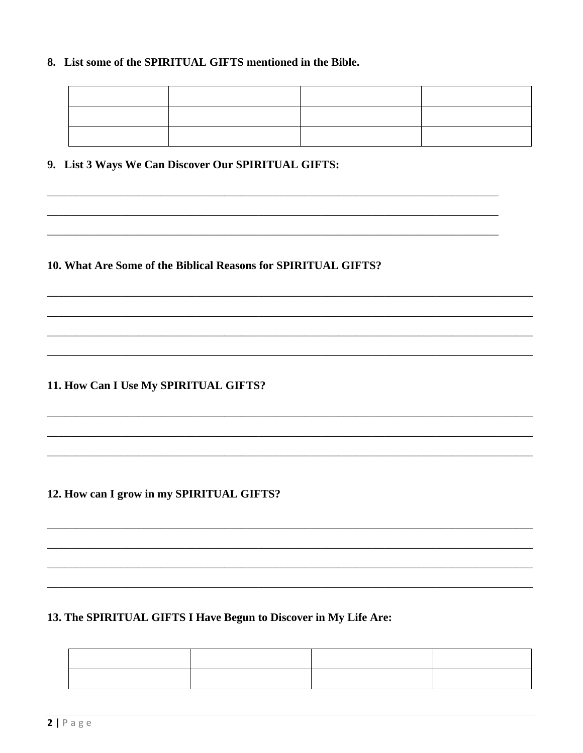**8. List some of the SPIRITUAL GIFTS mentioned in the Bible.**

| | | | |
|---|---|---|---|
| | | | |
| | | | |
| | | | |

**9. List 3 Ways We Can Discover Our SPIRITUAL GIFTS:**

_______________________________________________________________________________

_______________________________________________________________________________

_______________________________________________________________________________

**10. What Are Some of the Biblical Reasons for SPIRITUAL GIFTS?**

_______________________________________________________________________________

_______________________________________________________________________________

_______________________________________________________________________________

_______________________________________________________________________________

**11. How Can I Use My SPIRITUAL GIFTS?**

_______________________________________________________________________________

_______________________________________________________________________________

_______________________________________________________________________________

**12. How can I grow in my SPIRITUAL GIFTS?**

_______________________________________________________________________________

_______________________________________________________________________________

_______________________________________________________________________________

_______________________________________________________________________________

**13. The SPIRITUAL GIFTS I Have Begun to Discover in My Life Are:**

| | | | |
|---|---|---|---|
| | | | |
| | | | |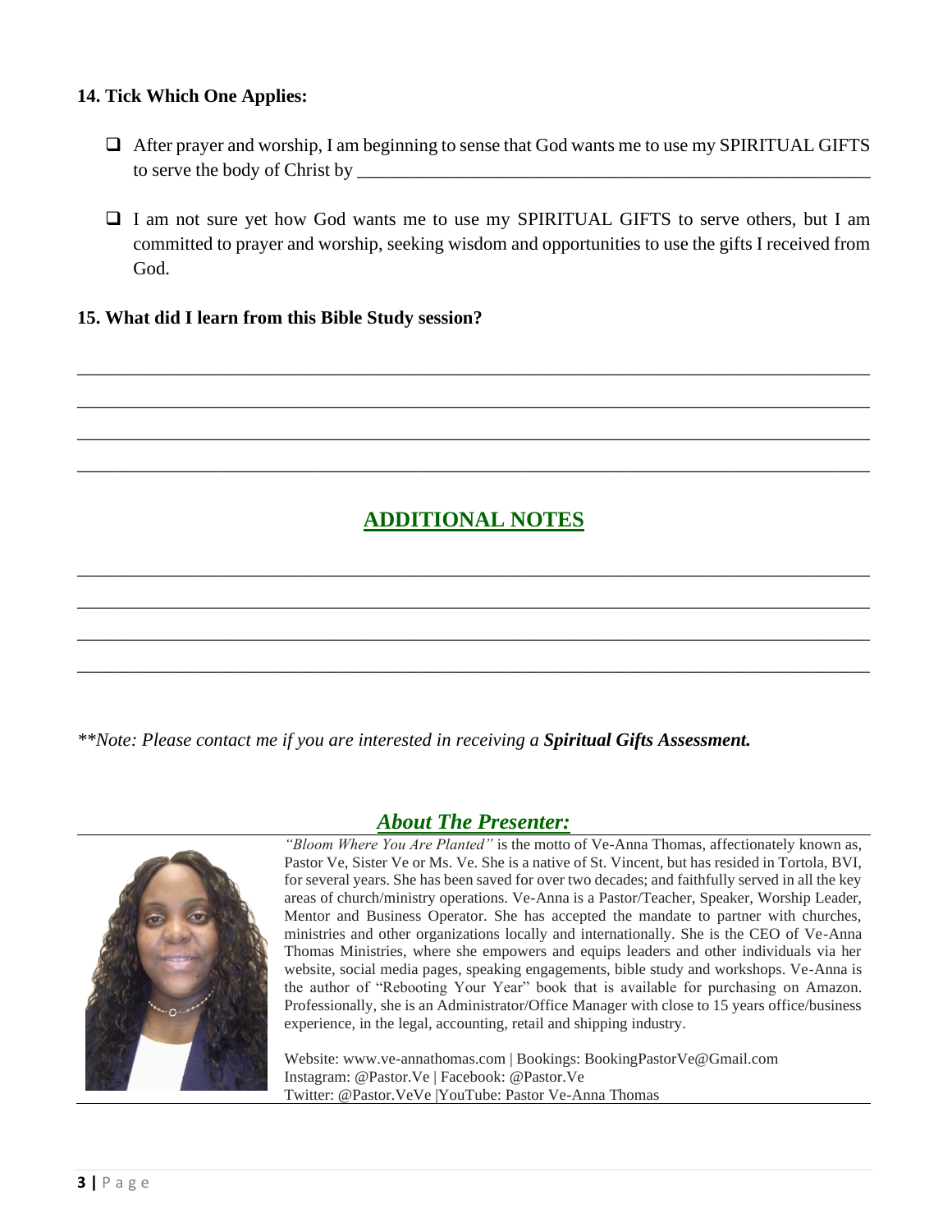**14. Tick Which One Applies:**

- ☐ After prayer and worship, I am beginning to sense that God wants me to use my SPIRITUAL GIFTS to serve the body of Christ by ___________________________________________________________

- ☐ I am not sure yet how God wants me to use my SPIRITUAL GIFTS to serve others, but I am committed to prayer and worship, seeking wisdom and opportunities to use the gifts I received from God.

**15. What did I learn from this Bible Study session?**

_____________________________________________________________________________________

_____________________________________________________________________________________

_____________________________________________________________________________________

_____________________________________________________________________________________

## ADDITIONAL NOTES

_____________________________________________________________________________________

_____________________________________________________________________________________

_____________________________________________________________________________________

_____________________________________________________________________________________

*\*\*Note: Please contact me if you are interested in receiving a* ***Spiritual Gifts Assessment.***

## *About The Presenter:*

*"Bloom Where You Are Planted"* is the motto of Ve-Anna Thomas, affectionately known as, Pastor Ve, Sister Ve or Ms. Ve. She is a native of St. Vincent, but has resided in Tortola, BVI, for several years. She has been saved for over two decades; and faithfully served in all the key areas of church/ministry operations. Ve-Anna is a Pastor/Teacher, Speaker, Worship Leader, Mentor and Business Operator. She has accepted the mandate to partner with churches, ministries and other organizations locally and internationally. She is the CEO of Ve-Anna Thomas Ministries, where she empowers and equips leaders and other individuals via her website, social media pages, speaking engagements, bible study and workshops. Ve-Anna is the author of "Rebooting Your Year" book that is available for purchasing on Amazon. Professionally, she is an Administrator/Office Manager with close to 15 years office/business experience, in the legal, accounting, retail and shipping industry.

Website: www.ve-annathomas.com | Bookings: BookingPastorVe@Gmail.com
Instagram: @Pastor.Ve | Facebook: @Pastor.Ve
Twitter: @Pastor.VeVe |YouTube: Pastor Ve-Anna Thomas